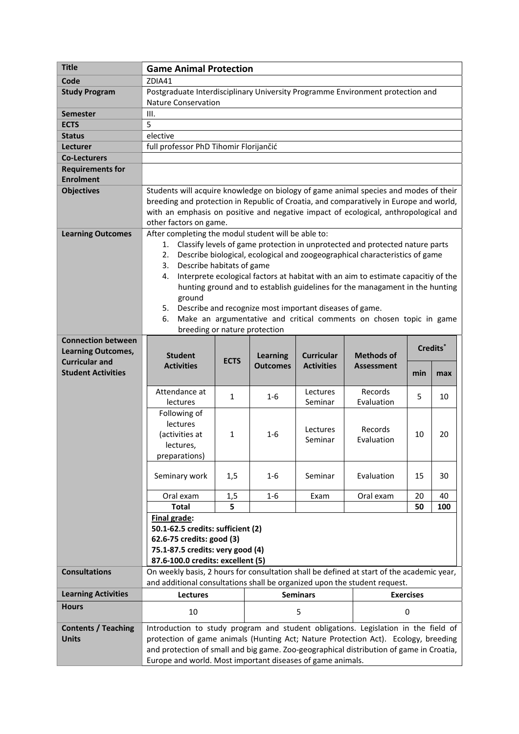| Title | **Game Animal Protection** |
|---|---|
| **Code** | ZDIA41 |
| **Study Program** | Postgraduate Interdisciplinary University Programme Environment protection and Nature Conservation |
| **Semester** | III. |
| **ECTS** | 5 |
| **Status** | elective |
| **Lecturer** | full professor PhD Tihomir Florijančić |
| **Co-Lecturers** | |
| **Requirements for Enrolment** | |
| **Objectives** | Students will acquire knowledge on biology of game animal species and modes of their breeding and protection in Republic of Croatia, and comparatively in Europe and world, with an emphasis on positive and negative impact of ecological, anthropological and other factors on game. |
| **Learning Outcomes** | After completing the modul student will be able to:<br>1. Classify levels of game protection in unprotected and protected nature parts<br>2. Describe biological, ecological and zoogeographical characteristics of game<br>3. Describe habitats of game<br>4. Interprete ecological factors at habitat with an aim to estimate capacitiy of the hunting ground and to establish guidelines for the managament in the hunting ground<br>5. Describe and recognize most important diseases of game.<br>6. Make an argumentative and critical comments on chosen topic in game breeding or nature protection |

**Connection between Learning Outcomes, Curricular and Student Activities**

| Student Activities | ECTS | Learning Outcomes | Curricular Activities | Methods of Assessment | Credits* | |
|---|---|---|---|---|---|---|
| | | | | | min | max |
| Attendance at lectures | 1 | 1-6 | Lectures Seminar | Records Evaluation | 5 | 10 |
| Following of lectures (activities at lectures, preparations) | 1 | 1-6 | Lectures Seminar | Records Evaluation | 10 | 20 |
| Seminary work | 1,5 | 1-6 | Seminar | Evaluation | 15 | 30 |
| Oral exam | 1,5 | 1-6 | Exam | Oral exam | 20 | 40 |
| **Total** | **5** | | | | **50** | **100** |

**Final grade:**
**50.1-62.5 credits: sufficient (2)**
**62.6-75 credits: good (3)**
**75.1-87.5 credits: very good (4)**
**87.6-100.0 credits: excellent (5)**

| **Consultations** | On weekly basis, 2 hours for consultation shall be defined at start of the academic year, and additional consultations shall be organized upon the student request. | |
|---|---|---|
| **Learning Activities** | **Lectures** | **Seminars** | **Exercises** |
| **Hours** | 10 | 5 | 0 |

| **Contents / Teaching Units** | Introduction to study program and student obligations. Legislation in the field of protection of game animals (Hunting Act; Nature Protection Act). Ecology, breeding and protection of small and big game. Zoo-geographical distribution of game in Croatia, Europe and world. Most important diseases of game animals. |
|---|---|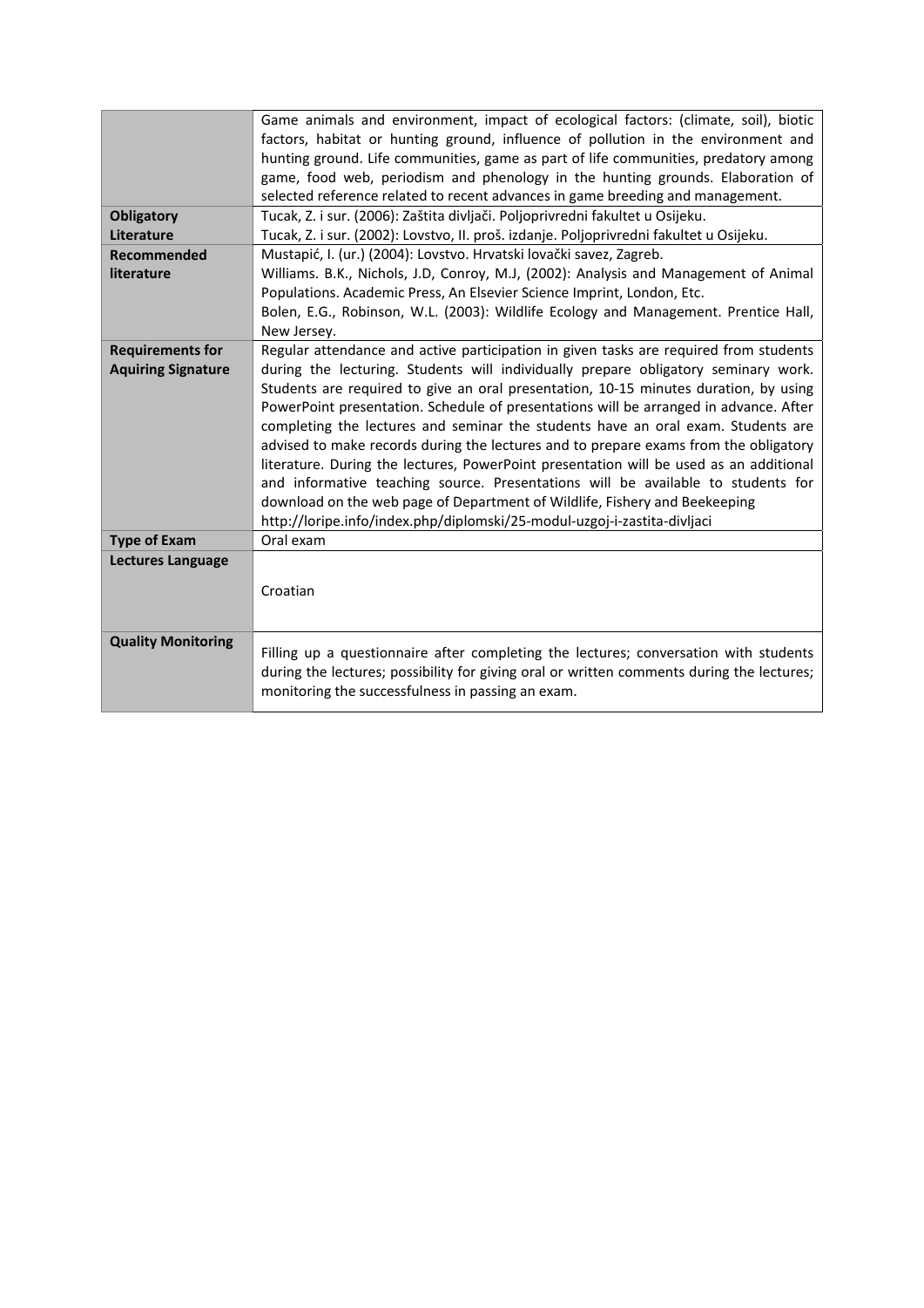| | |
|---|---|
| | Game animals and environment, impact of ecological factors: (climate, soil), biotic factors, habitat or hunting ground, influence of pollution in the environment and hunting ground. Life communities, game as part of life communities, predatory among game, food web, periodism and phenology in the hunting grounds. Elaboration of selected reference related to recent advances in game breeding and management. |
| **Obligatory Literature** | Tucak, Z. i sur. (2006): Zaštita divljači. Poljoprivredni fakultet u Osijeku.<br>Tucak, Z. i sur. (2002): Lovstvo, II. proš. izdanje. Poljoprivredni fakultet u Osijeku. |
| **Recommended literature** | Mustapić, I. (ur.) (2004): Lovstvo. Hrvatski lovački savez, Zagreb.<br>Williams. B.K., Nichols, J.D, Conroy, M.J, (2002): Analysis and Management of Animal Populations. Academic Press, An Elsevier Science Imprint, London, Etc.<br>Bolen, E.G., Robinson, W.L. (2003): Wildlife Ecology and Management. Prentice Hall, New Jersey. |
| **Requirements for Aquiring Signature** | Regular attendance and active participation in given tasks are required from students during the lecturing. Students will individually prepare obligatory seminary work. Students are required to give an oral presentation, 10-15 minutes duration, by using PowerPoint presentation. Schedule of presentations will be arranged in advance. After completing the lectures and seminar the students have an oral exam. Students are advised to make records during the lectures and to prepare exams from the obligatory literature. During the lectures, PowerPoint presentation will be used as an additional and informative teaching source. Presentations will be available to students for download on the web page of Department of Wildlife, Fishery and Beekeeping http://loripe.info/index.php/diplomski/25-modul-uzgoj-i-zastita-divljaci |
| **Type of Exam** | Oral exam |
| **Lectures Language** | Croatian |
| **Quality Monitoring** | Filling up a questionnaire after completing the lectures; conversation with students during the lectures; possibility for giving oral or written comments during the lectures; monitoring the successfulness in passing an exam. |